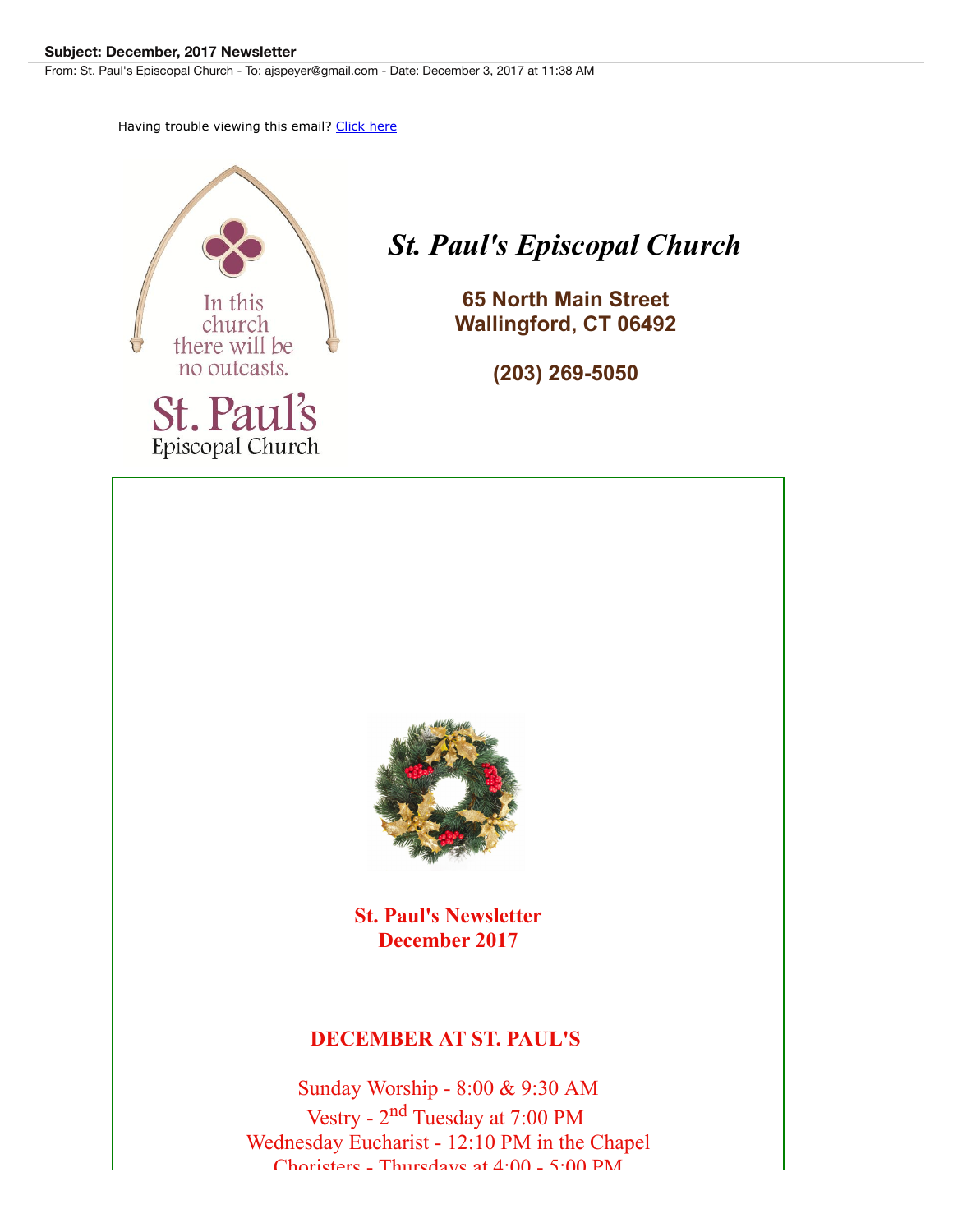**Subject: December, 2017 Newsletter**
From: St. Paul's Episcopal Church - To: ajspeyer@gmail.com - Date: December 3, 2017 at 11:38 AM

Having trouble viewing this email? [Click here]

In this church there will be no outcasts.

St. Paul's Episcopal Church

# *St. Paul's Episcopal Church*

**65 North Main Street**
**Wallingford, CT 06492**

**(203) 269-5050**

**St. Paul's Newsletter**
**December 2017**

## DECEMBER AT ST. PAUL'S

Sunday Worship - 8:00 & 9:30 AM
Vestry - 2nd Tuesday at 7:00 PM
Wednesday Eucharist - 12:10 PM in the Chapel
Choristers - Thursdays at 4:00 - 5:00 PM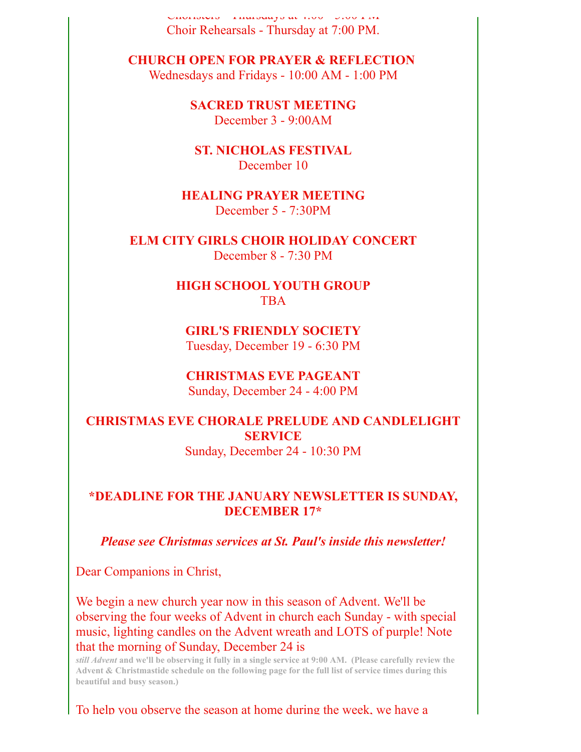Choristers - Thursdays at 4:00 - 5:00 PM
Choir Rehearsals - Thursday at 7:00 PM.

**CHURCH OPEN FOR PRAYER & REFLECTION**
Wednesdays and Fridays - 10:00 AM - 1:00 PM

**SACRED TRUST MEETING**
December 3 - 9:00AM

**ST. NICHOLAS FESTIVAL**
December 10

**HEALING PRAYER MEETING**
December 5 - 7:30PM

**ELM CITY GIRLS CHOIR HOLIDAY CONCERT**
December 8 - 7:30 PM

**HIGH SCHOOL YOUTH GROUP**
TBA

**GIRL'S FRIENDLY SOCIETY**
Tuesday, December 19 - 6:30 PM

**CHRISTMAS EVE PAGEANT**
Sunday, December 24 - 4:00 PM

**CHRISTMAS EVE CHORALE PRELUDE AND CANDLELIGHT SERVICE**
Sunday, December 24 - 10:30 PM

**\*DEADLINE FOR THE JANUARY NEWSLETTER IS SUNDAY, DECEMBER 17\***

***Please see Christmas services at St. Paul's inside this newsletter!***

Dear Companions in Christ,

We begin a new church year now in this season of Advent. We'll be observing the four weeks of Advent in church each Sunday - with special music, lighting candles on the Advent wreath and LOTS of purple! Note that the morning of Sunday, December 24 is ***still Advent*** **and we'll be observing it fully in a single service at 9:00 AM. (Please carefully review the Advent & Christmastide schedule on the following page for the full list of service times during this beautiful and busy season.)**

To help you observe the season at home during the week, we have a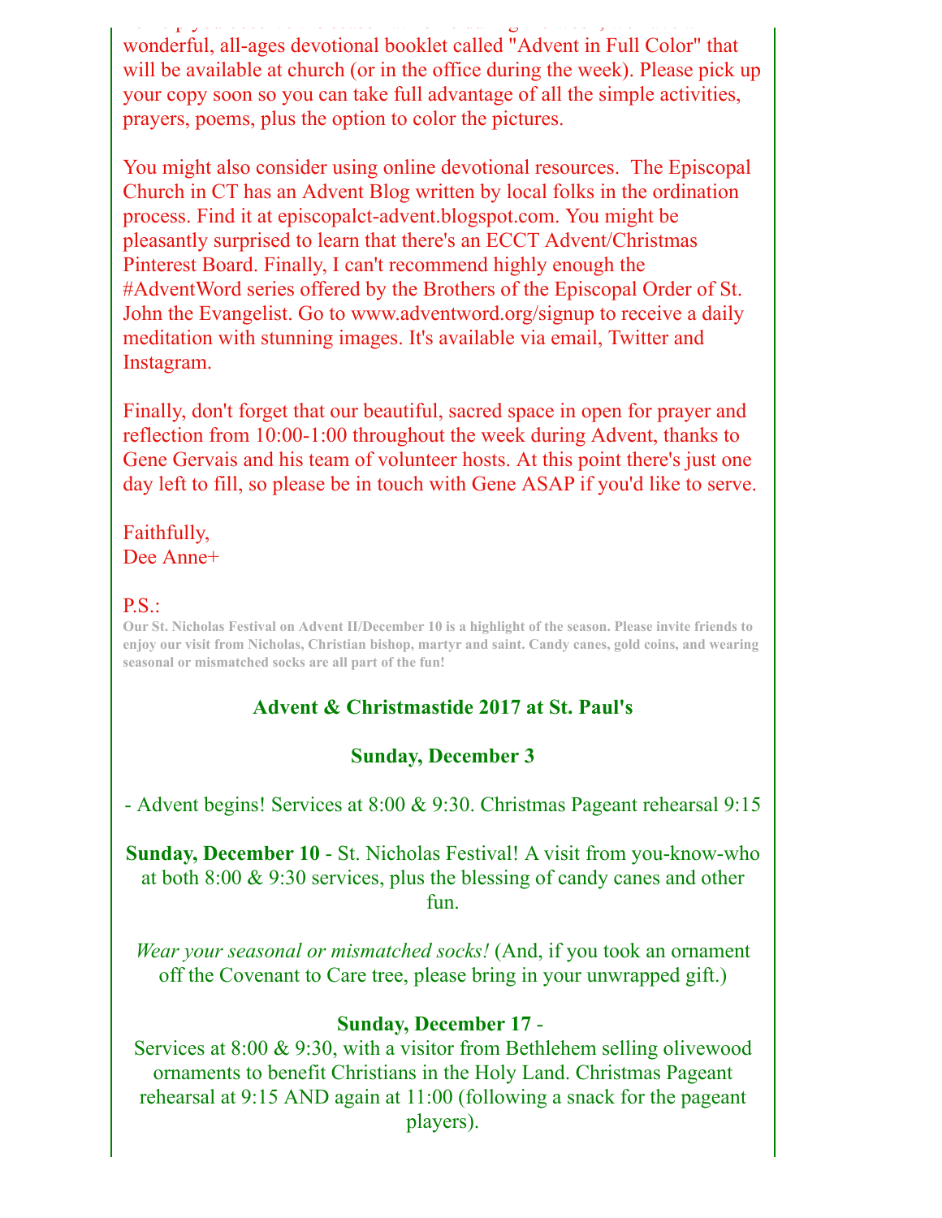wonderful, all-ages devotional booklet called "Advent in Full Color" that will be available at church (or in the office during the week). Please pick up your copy soon so you can take full advantage of all the simple activities, prayers, poems, plus the option to color the pictures.

You might also consider using online devotional resources. The Episcopal Church in CT has an Advent Blog written by local folks in the ordination process. Find it at episcopalct-advent.blogspot.com. You might be pleasantly surprised to learn that there's an ECCT Advent/Christmas Pinterest Board. Finally, I can't recommend highly enough the #AdventWord series offered by the Brothers of the Episcopal Order of St. John the Evangelist. Go to www.adventword.org/signup to receive a daily meditation with stunning images. It's available via email, Twitter and Instagram.

Finally, don't forget that our beautiful, sacred space in open for prayer and reflection from 10:00-1:00 throughout the week during Advent, thanks to Gene Gervais and his team of volunteer hosts. At this point there's just one day left to fill, so please be in touch with Gene ASAP if you'd like to serve.

Faithfully,
Dee Anne+

P.S.:

**Our St. Nicholas Festival on Advent II/December 10 is a highlight of the season. Please invite friends to enjoy our visit from Nicholas, Christian bishop, martyr and saint. Candy canes, gold coins, and wearing seasonal or mismatched socks are all part of the fun!**

## Advent & Christmastide 2017 at St. Paul's

### Sunday, December 3

- Advent begins! Services at 8:00 & 9:30. Christmas Pageant rehearsal 9:15

**Sunday, December 10** - St. Nicholas Festival! A visit from you-know-who at both 8:00 & 9:30 services, plus the blessing of candy canes and other fun.

*Wear your seasonal or mismatched socks!* (And, if you took an ornament off the Covenant to Care tree, please bring in your unwrapped gift.)

**Sunday, December 17** -
Services at 8:00 & 9:30, with a visitor from Bethlehem selling olivewood ornaments to benefit Christians in the Holy Land. Christmas Pageant rehearsal at 9:15 AND again at 11:00 (following a snack for the pageant players).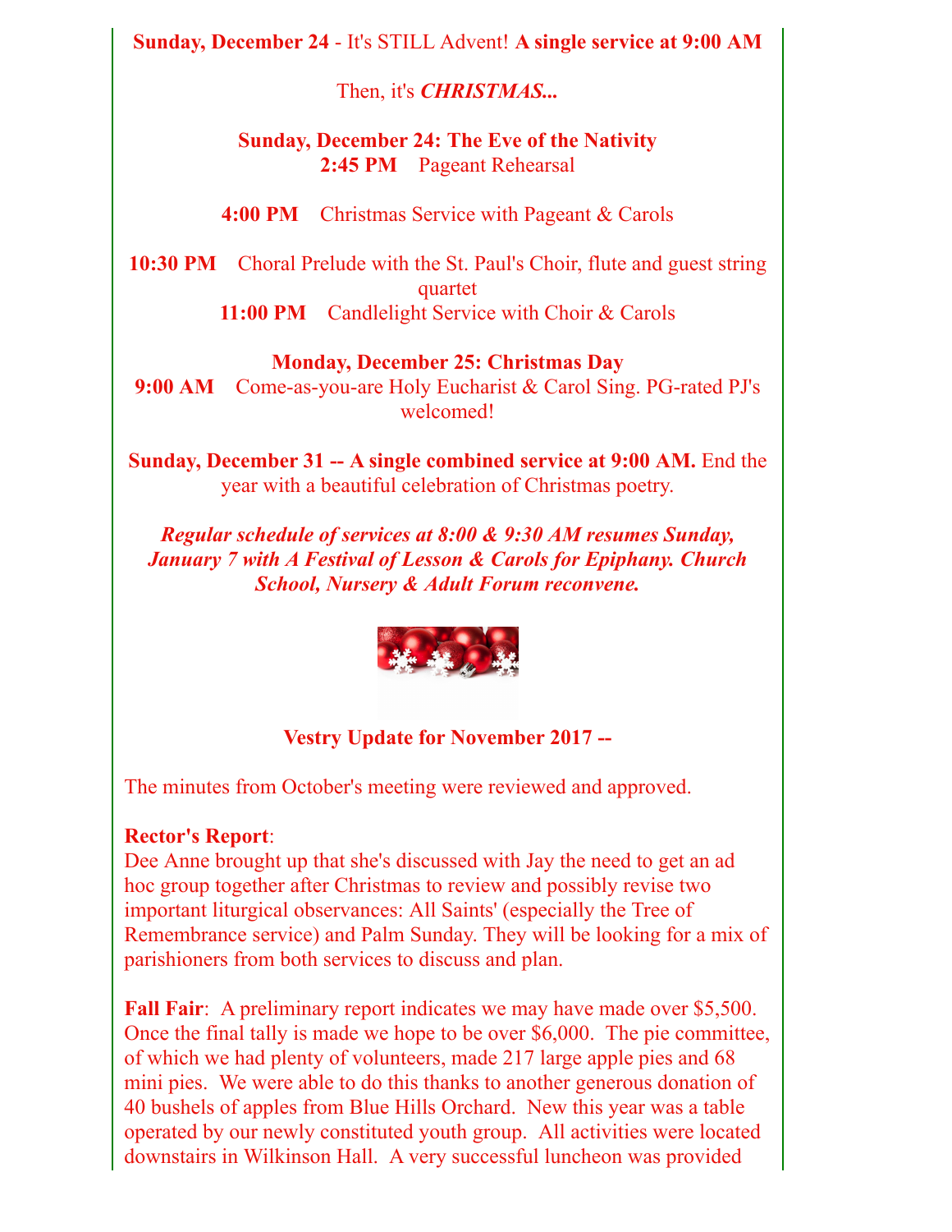**Sunday, December 24** - It's STILL Advent! **A single service at 9:00 AM**

Then, it's ***CHRISTMAS...***

**Sunday, December 24: The Eve of the Nativity**
**2:45 PM** Pageant Rehearsal

**4:00 PM** Christmas Service with Pageant & Carols

**10:30 PM** Choral Prelude with the St. Paul's Choir, flute and guest string quartet
**11:00 PM** Candlelight Service with Choir & Carols

**Monday, December 25: Christmas Day**
**9:00 AM** Come-as-you-are Holy Eucharist & Carol Sing. PG-rated PJ's welcomed!

**Sunday, December 31 -- A single combined service at 9:00 AM.** End the year with a beautiful celebration of Christmas poetry.

***Regular schedule of services at 8:00 & 9:30 AM resumes Sunday, January 7 with A Festival of Lesson & Carols for Epiphany. Church School, Nursery & Adult Forum reconvene.***

**Vestry Update for November 2017 --**

The minutes from October's meeting were reviewed and approved.

**Rector's Report**:
Dee Anne brought up that she's discussed with Jay the need to get an ad hoc group together after Christmas to review and possibly revise two important liturgical observances: All Saints' (especially the Tree of Remembrance service) and Palm Sunday. They will be looking for a mix of parishioners from both services to discuss and plan.

**Fall Fair**: A preliminary report indicates we may have made over $5,500. Once the final tally is made we hope to be over $6,000. The pie committee, of which we had plenty of volunteers, made 217 large apple pies and 68 mini pies. We were able to do this thanks to another generous donation of 40 bushels of apples from Blue Hills Orchard. New this year was a table operated by our newly constituted youth group. All activities were located downstairs in Wilkinson Hall. A very successful luncheon was provided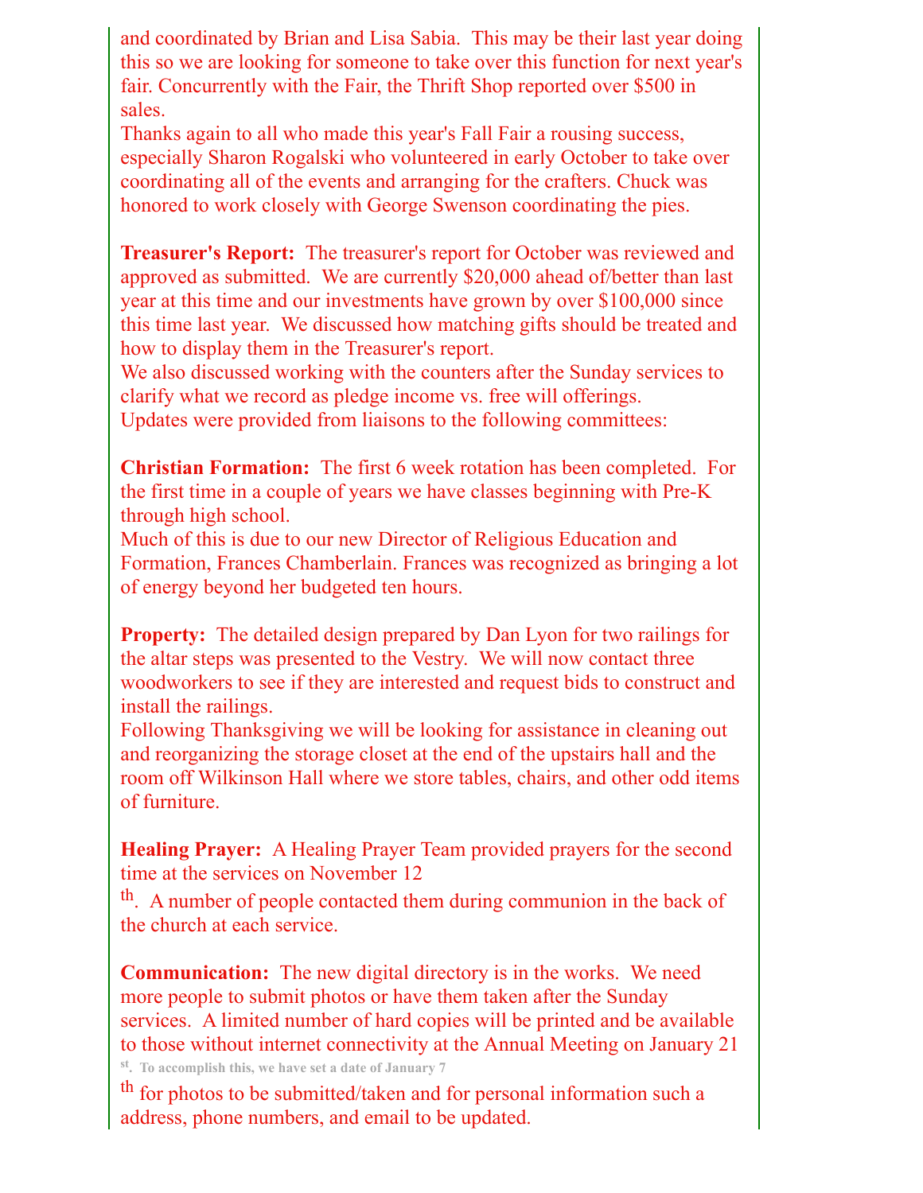and coordinated by Brian and Lisa Sabia. This may be their last year doing this so we are looking for someone to take over this function for next year's fair. Concurrently with the Fair, the Thrift Shop reported over $500 in sales.
Thanks again to all who made this year's Fall Fair a rousing success, especially Sharon Rogalski who volunteered in early October to take over coordinating all of the events and arranging for the crafters. Chuck was honored to work closely with George Swenson coordinating the pies.

**Treasurer's Report:** The treasurer's report for October was reviewed and approved as submitted. We are currently $20,000 ahead of/better than last year at this time and our investments have grown by over $100,000 since this time last year. We discussed how matching gifts should be treated and how to display them in the Treasurer's report.
We also discussed working with the counters after the Sunday services to clarify what we record as pledge income vs. free will offerings.
Updates were provided from liaisons to the following committees:

**Christian Formation:** The first 6 week rotation has been completed. For the first time in a couple of years we have classes beginning with Pre-K through high school.
Much of this is due to our new Director of Religious Education and Formation, Frances Chamberlain. Frances was recognized as bringing a lot of energy beyond her budgeted ten hours.

**Property:** The detailed design prepared by Dan Lyon for two railings for the altar steps was presented to the Vestry. We will now contact three woodworkers to see if they are interested and request bids to construct and install the railings.
Following Thanksgiving we will be looking for assistance in cleaning out and reorganizing the storage closet at the end of the upstairs hall and the room off Wilkinson Hall where we store tables, chairs, and other odd items of furniture.

**Healing Prayer:** A Healing Prayer Team provided prayers for the second time at the services on November 12th. A number of people contacted them during communion in the back of the church at each service.

**Communication:** The new digital directory is in the works. We need more people to submit photos or have them taken after the Sunday services. A limited number of hard copies will be printed and be available to those without internet connectivity at the Annual Meeting on January 21st. To accomplish this, we have set a date of January 7th for photos to be submitted/taken and for personal information such a address, phone numbers, and email to be updated.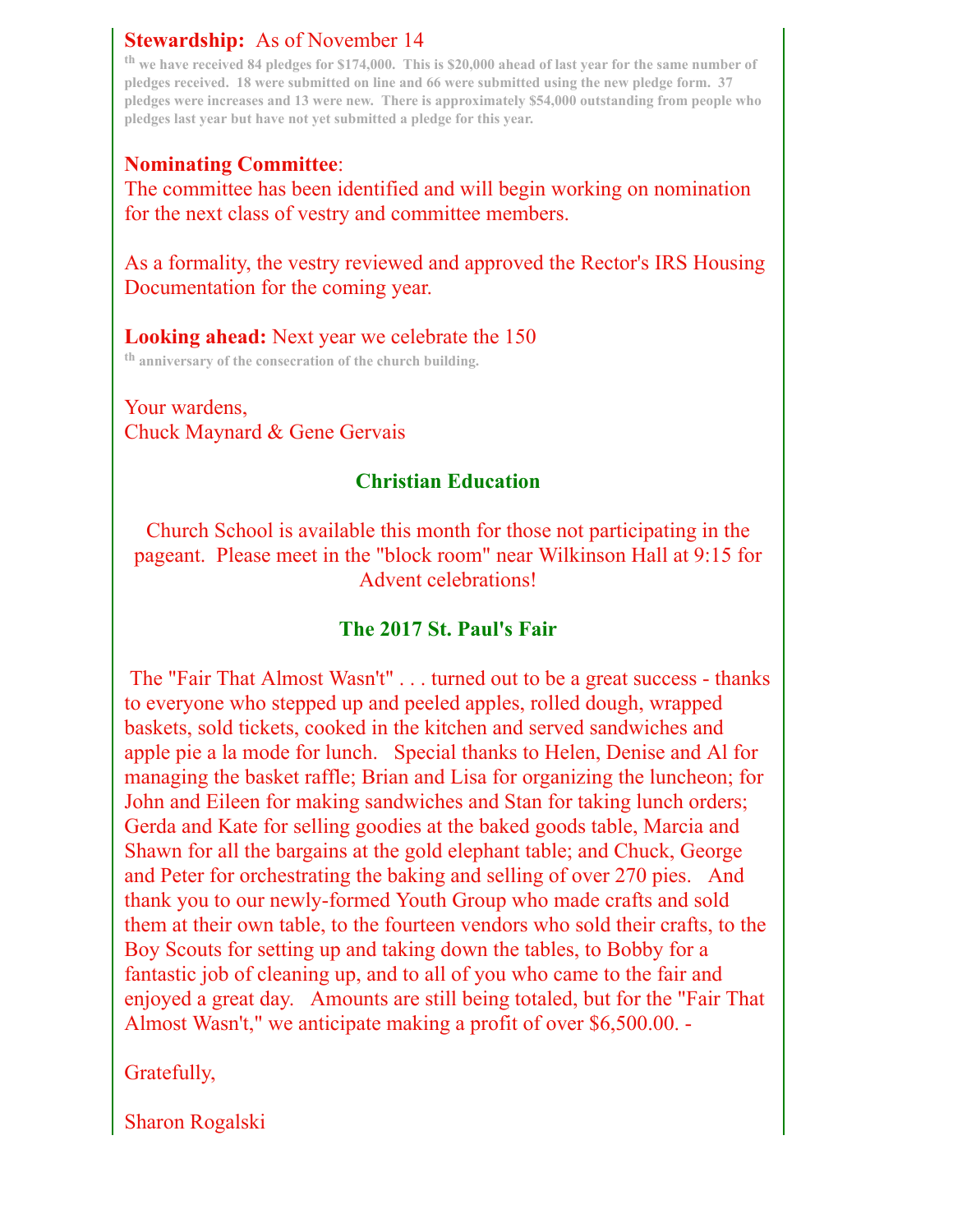**Stewardship:** As of November 14th we have received 84 pledges for $174,000. This is $20,000 ahead of last year for the same number of pledges received. 18 were submitted on line and 66 were submitted using the new pledge form. 37 pledges were increases and 13 were new. There is approximately $54,000 outstanding from people who pledges last year but have not yet submitted a pledge for this year.

**Nominating Committee**:
The committee has been identified and will begin working on nomination for the next class of vestry and committee members.

As a formality, the vestry reviewed and approved the Rector's IRS Housing Documentation for the coming year.

**Looking ahead:** Next year we celebrate the 150th anniversary of the consecration of the church building.

Your wardens,
Chuck Maynard & Gene Gervais

## Christian Education

Church School is available this month for those not participating in the pageant. Please meet in the "block room" near Wilkinson Hall at 9:15 for Advent celebrations!

## The 2017 St. Paul's Fair

The "Fair That Almost Wasn't" . . . turned out to be a great success - thanks to everyone who stepped up and peeled apples, rolled dough, wrapped baskets, sold tickets, cooked in the kitchen and served sandwiches and apple pie a la mode for lunch. Special thanks to Helen, Denise and Al for managing the basket raffle; Brian and Lisa for organizing the luncheon; for John and Eileen for making sandwiches and Stan for taking lunch orders; Gerda and Kate for selling goodies at the baked goods table, Marcia and Shawn for all the bargains at the gold elephant table; and Chuck, George and Peter for orchestrating the baking and selling of over 270 pies. And thank you to our newly-formed Youth Group who made crafts and sold them at their own table, to the fourteen vendors who sold their crafts, to the Boy Scouts for setting up and taking down the tables, to Bobby for a fantastic job of cleaning up, and to all of you who came to the fair and enjoyed a great day. Amounts are still being totaled, but for the "Fair That Almost Wasn't," we anticipate making a profit of over $6,500.00. -

Gratefully,

Sharon Rogalski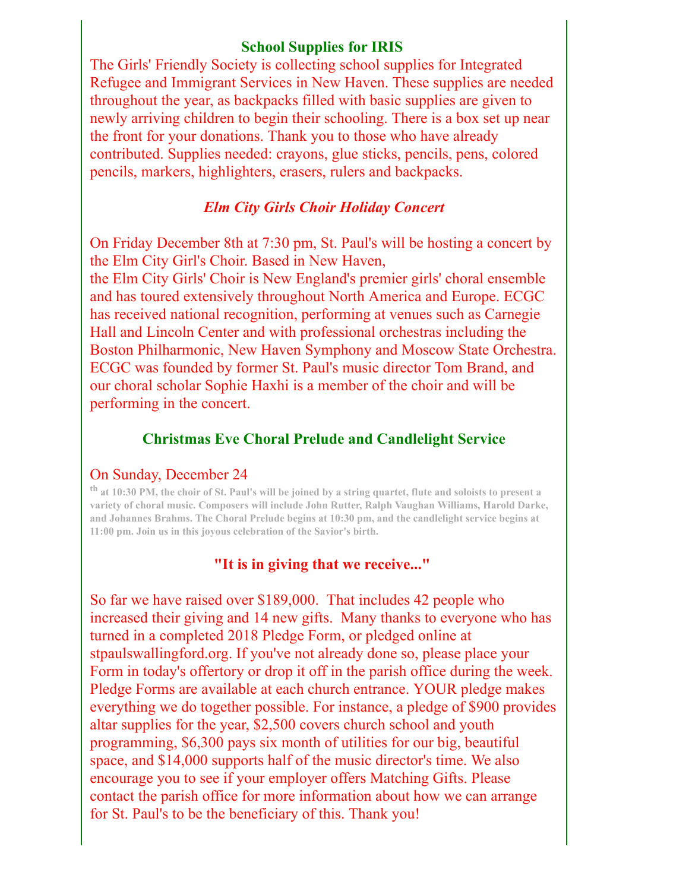## School Supplies for IRIS

The Girls' Friendly Society is collecting school supplies for Integrated Refugee and Immigrant Services in New Haven. These supplies are needed throughout the year, as backpacks filled with basic supplies are given to newly arriving children to begin their schooling. There is a box set up near the front for your donations. Thank you to those who have already contributed. Supplies needed: crayons, glue sticks, pencils, pens, colored pencils, markers, highlighters, erasers, rulers and backpacks.

## *Elm City Girls Choir Holiday Concert*

On Friday December 8th at 7:30 pm, St. Paul's will be hosting a concert by the Elm City Girl's Choir. Based in New Haven, the Elm City Girls' Choir is New England's premier girls' choral ensemble and has toured extensively throughout North America and Europe. ECGC has received national recognition, performing at venues such as Carnegie Hall and Lincoln Center and with professional orchestras including the Boston Philharmonic, New Haven Symphony and Moscow State Orchestra. ECGC was founded by former St. Paul's music director Tom Brand, and our choral scholar Sophie Haxhi is a member of the choir and will be performing in the concert.

## Christmas Eve Choral Prelude and Candlelight Service

On Sunday, December 24th at 10:30 PM, the choir of St. Paul's will be joined by a string quartet, flute and soloists to present a variety of choral music. Composers will include John Rutter, Ralph Vaughan Williams, Harold Darke, and Johannes Brahms. The Choral Prelude begins at 10:30 pm, and the candlelight service begins at 11:00 pm. Join us in this joyous celebration of the Savior's birth.

## "It is in giving that we receive..."

So far we have raised over $189,000. That includes 42 people who increased their giving and 14 new gifts. Many thanks to everyone who has turned in a completed 2018 Pledge Form, or pledged online at stpaulswallingford.org. If you've not already done so, please place your Form in today's offertory or drop it off in the parish office during the week. Pledge Forms are available at each church entrance. YOUR pledge makes everything we do together possible. For instance, a pledge of $900 provides altar supplies for the year, $2,500 covers church school and youth programming, $6,300 pays six month of utilities for our big, beautiful space, and $14,000 supports half of the music director's time. We also encourage you to see if your employer offers Matching Gifts. Please contact the parish office for more information about how we can arrange for St. Paul's to be the beneficiary of this. Thank you!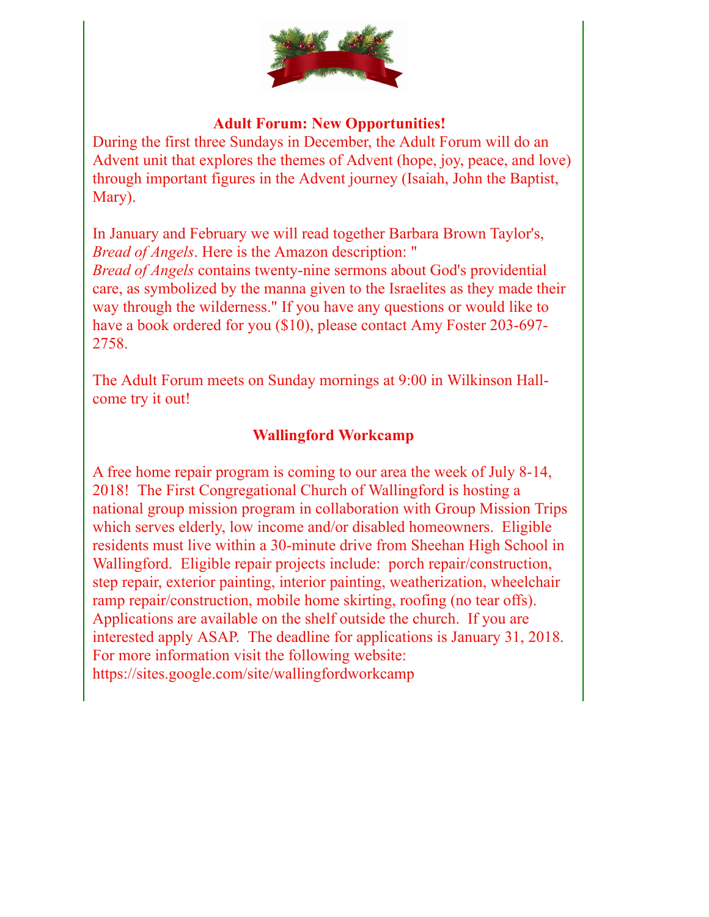## Adult Forum: New Opportunities!

During the first three Sundays in December, the Adult Forum will do an Advent unit that explores the themes of Advent (hope, joy, peace, and love) through important figures in the Advent journey (Isaiah, John the Baptist, Mary).

In January and February we will read together Barbara Brown Taylor's, *Bread of Angels*. Here is the Amazon description: " *Bread of Angels* contains twenty-nine sermons about God's providential care, as symbolized by the manna given to the Israelites as they made their way through the wilderness." If you have any questions or would like to have a book ordered for you ($10), please contact Amy Foster 203-697-2758.

The Adult Forum meets on Sunday mornings at 9:00 in Wilkinson Hall- come try it out!

## Wallingford Workcamp

A free home repair program is coming to our area the week of July 8-14, 2018! The First Congregational Church of Wallingford is hosting a national group mission program in collaboration with Group Mission Trips which serves elderly, low income and/or disabled homeowners. Eligible residents must live within a 30-minute drive from Sheehan High School in Wallingford. Eligible repair projects include: porch repair/construction, step repair, exterior painting, interior painting, weatherization, wheelchair ramp repair/construction, mobile home skirting, roofing (no tear offs). Applications are available on the shelf outside the church. If you are interested apply ASAP. The deadline for applications is January 31, 2018. For more information visit the following website: https://sites.google.com/site/wallingfordworkcamp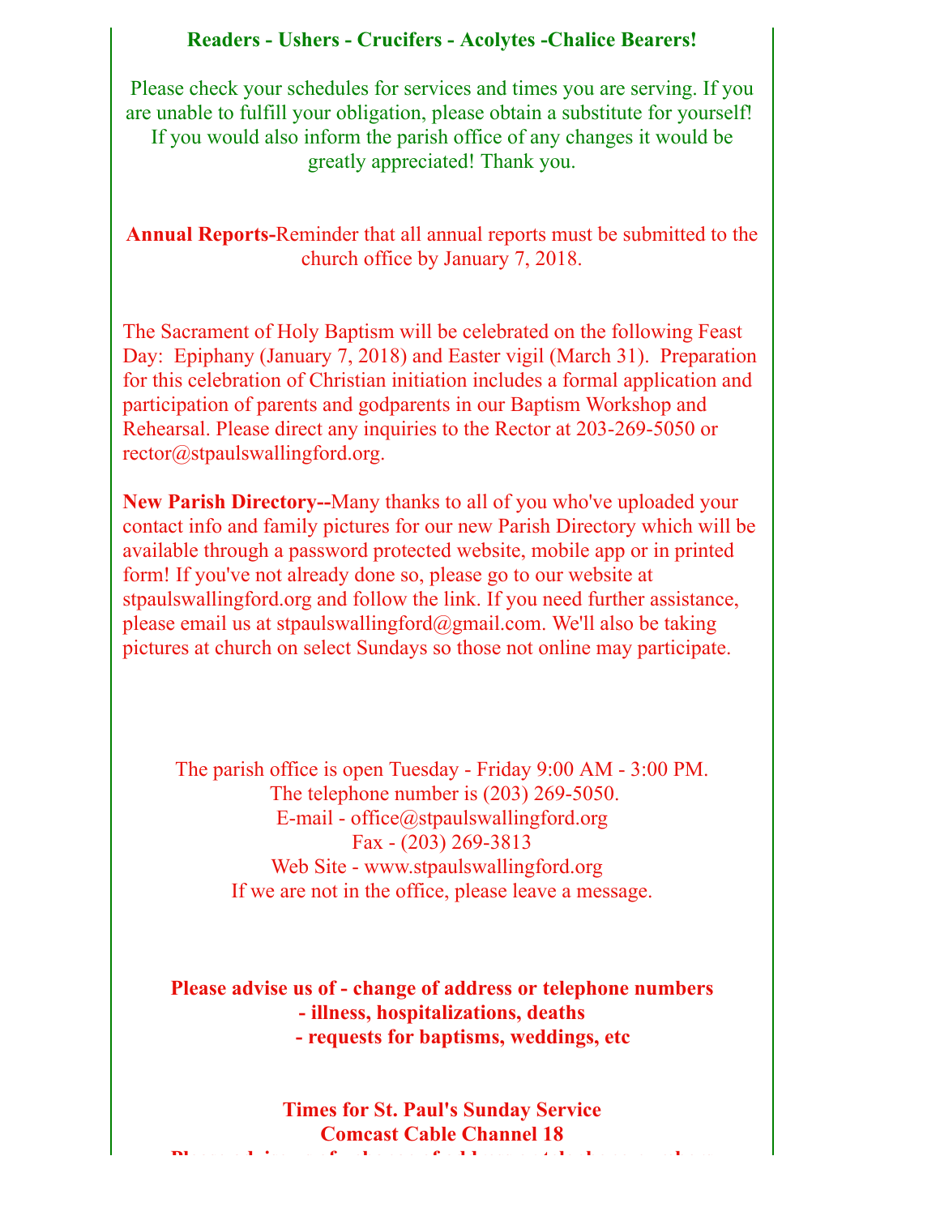**Readers - Ushers - Crucifers - Acolytes -Chalice Bearers!**

Please check your schedules for services and times you are serving. If you are unable to fulfill your obligation, please obtain a substitute for yourself! If you would also inform the parish office of any changes it would be greatly appreciated! Thank you.

**Annual Reports-**Reminder that all annual reports must be submitted to the church office by January 7, 2018.

The Sacrament of Holy Baptism will be celebrated on the following Feast Day: Epiphany (January 7, 2018) and Easter vigil (March 31). Preparation for this celebration of Christian initiation includes a formal application and participation of parents and godparents in our Baptism Workshop and Rehearsal. Please direct any inquiries to the Rector at 203-269-5050 or rector@stpaulswallingford.org.

**New Parish Directory--**Many thanks to all of you who've uploaded your contact info and family pictures for our new Parish Directory which will be available through a password protected website, mobile app or in printed form! If you've not already done so, please go to our website at stpaulswallingford.org and follow the link. If you need further assistance, please email us at stpaulswallingford@gmail.com. We'll also be taking pictures at church on select Sundays so those not online may participate.

The parish office is open Tuesday - Friday 9:00 AM - 3:00 PM.
The telephone number is (203) 269-5050.
E-mail - office@stpaulswallingford.org
Fax - (203) 269-3813
Web Site - www.stpaulswallingford.org
If we are not in the office, please leave a message.

**Please advise us of - change of address or telephone numbers**
**- illness, hospitalizations, deaths**
**- requests for baptisms, weddings, etc**

**Times for St. Paul's Sunday Service**
**Comcast Cable Channel 18**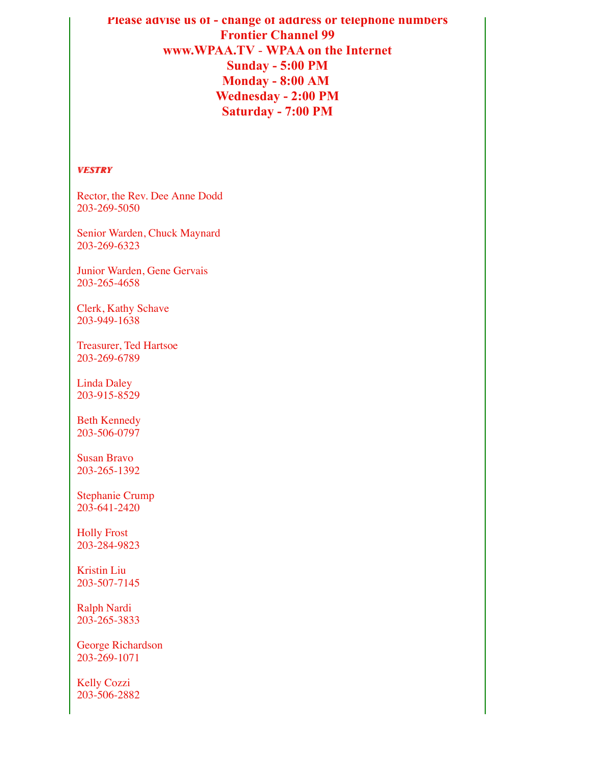**Please advise us of - change of address or telephone numbers**
**Frontier Channel 99**
**www.WPAA.TV - WPAA on the Internet**
**Sunday - 5:00 PM**
**Monday - 8:00 AM**
**Wednesday - 2:00 PM**
**Saturday - 7:00 PM**

***VESTRY***

Rector, the Rev. Dee Anne Dodd
203-269-5050

Senior Warden, Chuck Maynard
203-269-6323

Junior Warden, Gene Gervais
203-265-4658

Clerk, Kathy Schave
203-949-1638

Treasurer, Ted Hartsoe
203-269-6789

Linda Daley
203-915-8529

Beth Kennedy
203-506-0797

Susan Bravo
203-265-1392

Stephanie Crump
203-641-2420

Holly Frost
203-284-9823

Kristin Liu
203-507-7145

Ralph Nardi
203-265-3833

George Richardson
203-269-1071

Kelly Cozzi
203-506-2882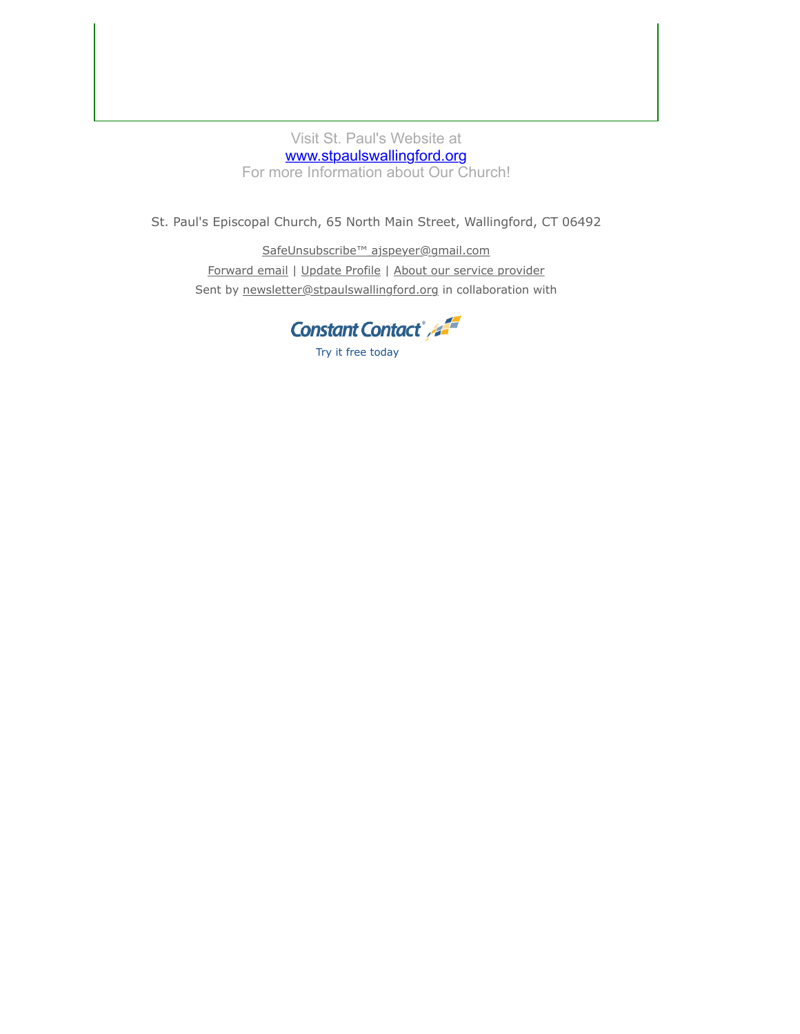Visit St. Paul's Website at
www.stpaulswallingford.org
For more Information about Our Church!

St. Paul's Episcopal Church, 65 North Main Street, Wallingford, CT 06492

SafeUnsubscribe™ ajspeyer@gmail.com

Forward email | Update Profile | About our service provider

Sent by newsletter@stpaulswallingford.org in collaboration with

Constant Contact

Try it free today